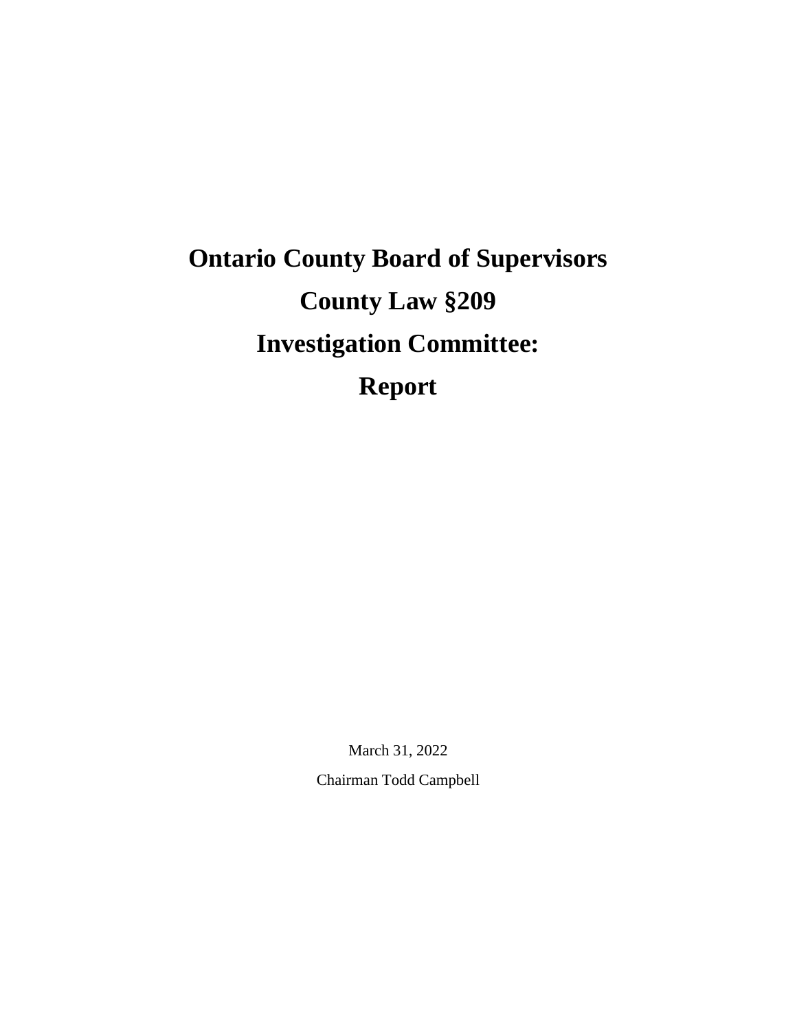# Ontario County Board of Supervisors

# County Law §209

# Investigation Committee:

# Report

March 31, 2022

Chairman Todd Campbell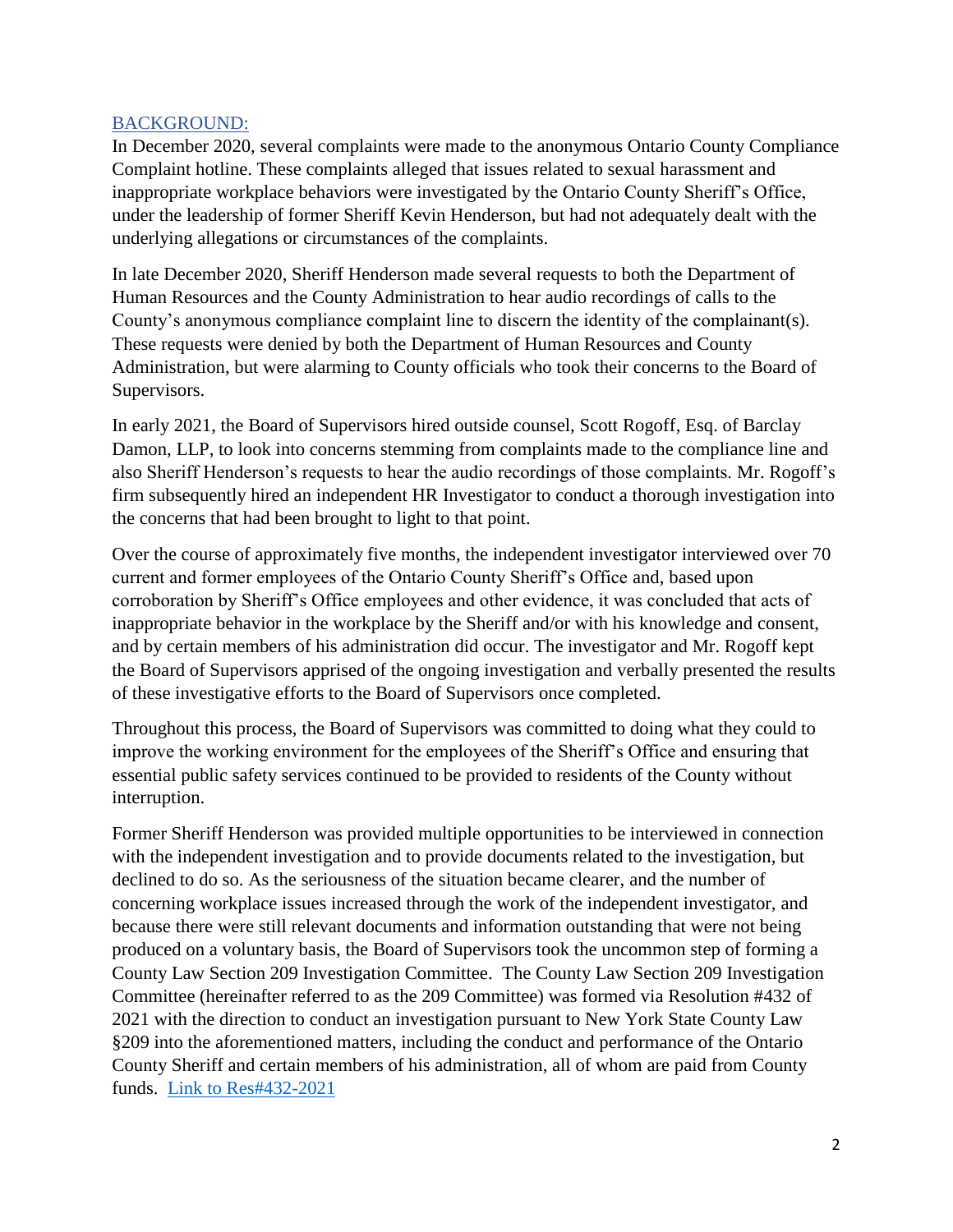## BACKGROUND:

In December 2020, several complaints were made to the anonymous Ontario County Compliance Complaint hotline. These complaints alleged that issues related to sexual harassment and inappropriate workplace behaviors were investigated by the Ontario County Sheriff's Office, under the leadership of former Sheriff Kevin Henderson, but had not adequately dealt with the underlying allegations or circumstances of the complaints.

In late December 2020, Sheriff Henderson made several requests to both the Department of Human Resources and the County Administration to hear audio recordings of calls to the County's anonymous compliance complaint line to discern the identity of the complainant(s). These requests were denied by both the Department of Human Resources and County Administration, but were alarming to County officials who took their concerns to the Board of Supervisors.

In early 2021, the Board of Supervisors hired outside counsel, Scott Rogoff, Esq. of Barclay Damon, LLP, to look into concerns stemming from complaints made to the compliance line and also Sheriff Henderson's requests to hear the audio recordings of those complaints. Mr. Rogoff's firm subsequently hired an independent HR Investigator to conduct a thorough investigation into the concerns that had been brought to light to that point.

Over the course of approximately five months, the independent investigator interviewed over 70 current and former employees of the Ontario County Sheriff's Office and, based upon corroboration by Sheriff's Office employees and other evidence, it was concluded that acts of inappropriate behavior in the workplace by the Sheriff and/or with his knowledge and consent, and by certain members of his administration did occur. The investigator and Mr. Rogoff kept the Board of Supervisors apprised of the ongoing investigation and verbally presented the results of these investigative efforts to the Board of Supervisors once completed.

Throughout this process, the Board of Supervisors was committed to doing what they could to improve the working environment for the employees of the Sheriff's Office and ensuring that essential public safety services continued to be provided to residents of the County without interruption.

Former Sheriff Henderson was provided multiple opportunities to be interviewed in connection with the independent investigation and to provide documents related to the investigation, but declined to do so. As the seriousness of the situation became clearer, and the number of concerning workplace issues increased through the work of the independent investigator, and because there were still relevant documents and information outstanding that were not being produced on a voluntary basis, the Board of Supervisors took the uncommon step of forming a County Law Section 209 Investigation Committee. The County Law Section 209 Investigation Committee (hereinafter referred to as the 209 Committee) was formed via Resolution #432 of 2021 with the direction to conduct an investigation pursuant to New York State County Law §209 into the aforementioned matters, including the conduct and performance of the Ontario County Sheriff and certain members of his administration, all of whom are paid from County funds. [Link to Res#432-2021]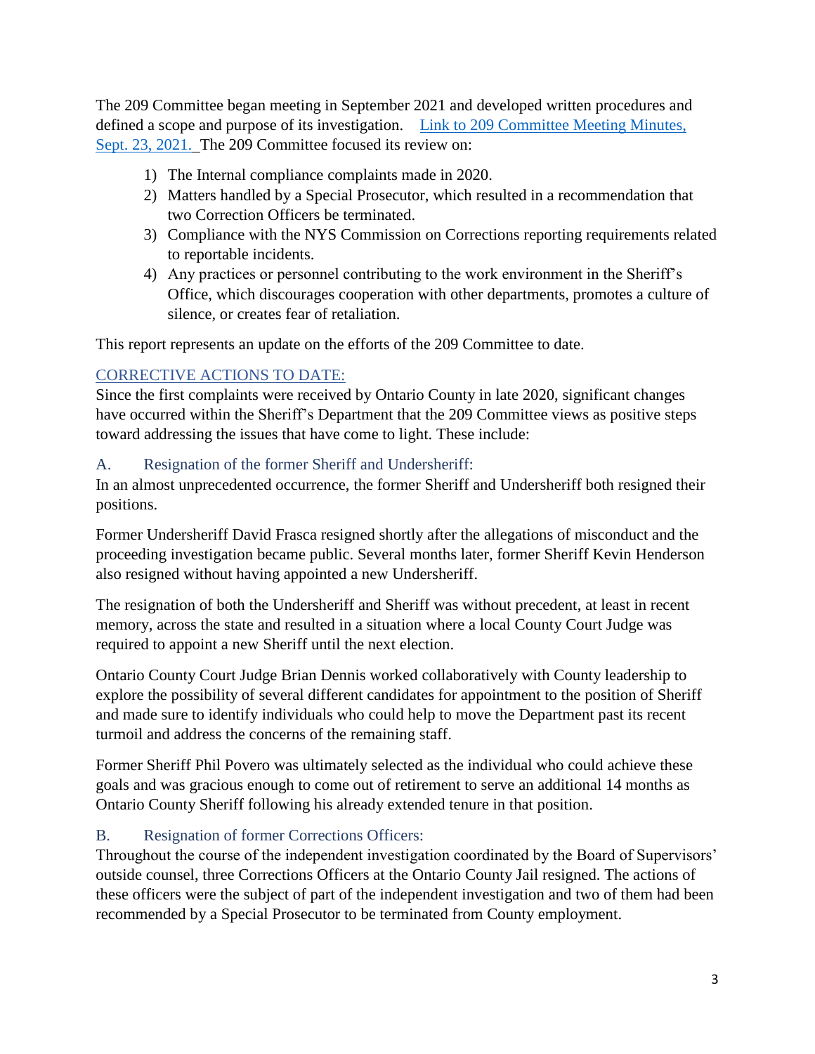The 209 Committee began meeting in September 2021 and developed written procedures and defined a scope and purpose of its investigation. [Link to 209 Committee Meeting Minutes, Sept. 23, 2021.] The 209 Committee focused its review on:

1) The Internal compliance complaints made in 2020.
2) Matters handled by a Special Prosecutor, which resulted in a recommendation that two Correction Officers be terminated.
3) Compliance with the NYS Commission on Corrections reporting requirements related to reportable incidents.
4) Any practices or personnel contributing to the work environment in the Sheriff's Office, which discourages cooperation with other departments, promotes a culture of silence, or creates fear of retaliation.

This report represents an update on the efforts of the 209 Committee to date.

## CORRECTIVE ACTIONS TO DATE:

Since the first complaints were received by Ontario County in late 2020, significant changes have occurred within the Sheriff's Department that the 209 Committee views as positive steps toward addressing the issues that have come to light. These include:

### A. Resignation of the former Sheriff and Undersheriff:

In an almost unprecedented occurrence, the former Sheriff and Undersheriff both resigned their positions.

Former Undersheriff David Frasca resigned shortly after the allegations of misconduct and the proceeding investigation became public. Several months later, former Sheriff Kevin Henderson also resigned without having appointed a new Undersheriff.

The resignation of both the Undersheriff and Sheriff was without precedent, at least in recent memory, across the state and resulted in a situation where a local County Court Judge was required to appoint a new Sheriff until the next election.

Ontario County Court Judge Brian Dennis worked collaboratively with County leadership to explore the possibility of several different candidates for appointment to the position of Sheriff and made sure to identify individuals who could help to move the Department past its recent turmoil and address the concerns of the remaining staff.

Former Sheriff Phil Povero was ultimately selected as the individual who could achieve these goals and was gracious enough to come out of retirement to serve an additional 14 months as Ontario County Sheriff following his already extended tenure in that position.

### B. Resignation of former Corrections Officers:

Throughout the course of the independent investigation coordinated by the Board of Supervisors' outside counsel, three Corrections Officers at the Ontario County Jail resigned. The actions of these officers were the subject of part of the independent investigation and two of them had been recommended by a Special Prosecutor to be terminated from County employment.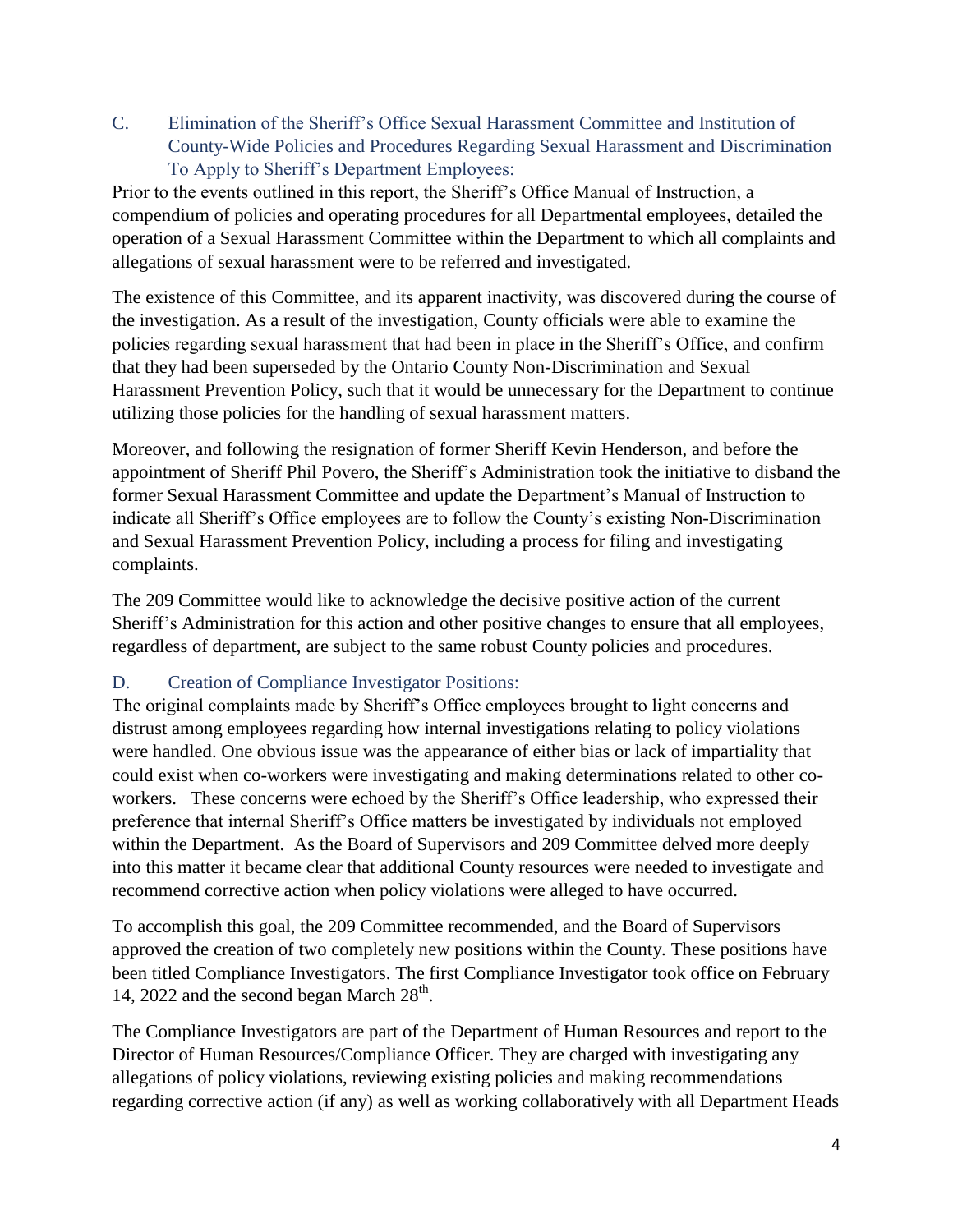### C. Elimination of the Sheriff's Office Sexual Harassment Committee and Institution of County-Wide Policies and Procedures Regarding Sexual Harassment and Discrimination To Apply to Sheriff's Department Employees:

Prior to the events outlined in this report, the Sheriff's Office Manual of Instruction, a compendium of policies and operating procedures for all Departmental employees, detailed the operation of a Sexual Harassment Committee within the Department to which all complaints and allegations of sexual harassment were to be referred and investigated.

The existence of this Committee, and its apparent inactivity, was discovered during the course of the investigation. As a result of the investigation, County officials were able to examine the policies regarding sexual harassment that had been in place in the Sheriff's Office, and confirm that they had been superseded by the Ontario County Non-Discrimination and Sexual Harassment Prevention Policy, such that it would be unnecessary for the Department to continue utilizing those policies for the handling of sexual harassment matters.

Moreover, and following the resignation of former Sheriff Kevin Henderson, and before the appointment of Sheriff Phil Povero, the Sheriff's Administration took the initiative to disband the former Sexual Harassment Committee and update the Department's Manual of Instruction to indicate all Sheriff's Office employees are to follow the County's existing Non-Discrimination and Sexual Harassment Prevention Policy, including a process for filing and investigating complaints.

The 209 Committee would like to acknowledge the decisive positive action of the current Sheriff's Administration for this action and other positive changes to ensure that all employees, regardless of department, are subject to the same robust County policies and procedures.

### D. Creation of Compliance Investigator Positions:

The original complaints made by Sheriff's Office employees brought to light concerns and distrust among employees regarding how internal investigations relating to policy violations were handled. One obvious issue was the appearance of either bias or lack of impartiality that could exist when co-workers were investigating and making determinations related to other co-workers. These concerns were echoed by the Sheriff's Office leadership, who expressed their preference that internal Sheriff's Office matters be investigated by individuals not employed within the Department. As the Board of Supervisors and 209 Committee delved more deeply into this matter it became clear that additional County resources were needed to investigate and recommend corrective action when policy violations were alleged to have occurred.

To accomplish this goal, the 209 Committee recommended, and the Board of Supervisors approved the creation of two completely new positions within the County. These positions have been titled Compliance Investigators. The first Compliance Investigator took office on February 14, 2022 and the second began March 28th.

The Compliance Investigators are part of the Department of Human Resources and report to the Director of Human Resources/Compliance Officer. They are charged with investigating any allegations of policy violations, reviewing existing policies and making recommendations regarding corrective action (if any) as well as working collaboratively with all Department Heads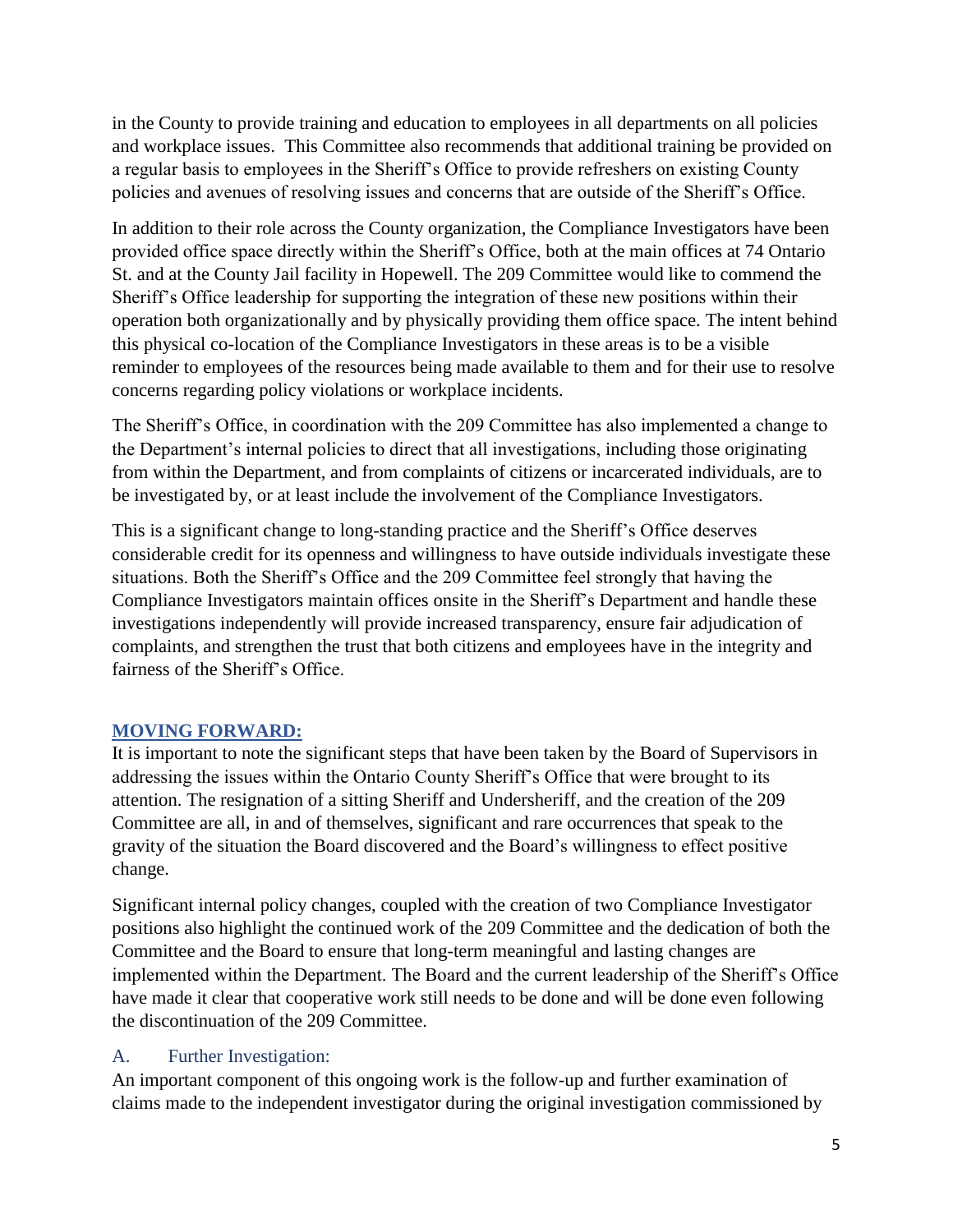in the County to provide training and education to employees in all departments on all policies and workplace issues. This Committee also recommends that additional training be provided on a regular basis to employees in the Sheriff's Office to provide refreshers on existing County policies and avenues of resolving issues and concerns that are outside of the Sheriff's Office.

In addition to their role across the County organization, the Compliance Investigators have been provided office space directly within the Sheriff's Office, both at the main offices at 74 Ontario St. and at the County Jail facility in Hopewell. The 209 Committee would like to commend the Sheriff's Office leadership for supporting the integration of these new positions within their operation both organizationally and by physically providing them office space. The intent behind this physical co-location of the Compliance Investigators in these areas is to be a visible reminder to employees of the resources being made available to them and for their use to resolve concerns regarding policy violations or workplace incidents.

The Sheriff's Office, in coordination with the 209 Committee has also implemented a change to the Department's internal policies to direct that all investigations, including those originating from within the Department, and from complaints of citizens or incarcerated individuals, are to be investigated by, or at least include the involvement of the Compliance Investigators.

This is a significant change to long-standing practice and the Sheriff's Office deserves considerable credit for its openness and willingness to have outside individuals investigate these situations. Both the Sheriff's Office and the 209 Committee feel strongly that having the Compliance Investigators maintain offices onsite in the Sheriff's Department and handle these investigations independently will provide increased transparency, ensure fair adjudication of complaints, and strengthen the trust that both citizens and employees have in the integrity and fairness of the Sheriff's Office.

## MOVING FORWARD:

It is important to note the significant steps that have been taken by the Board of Supervisors in addressing the issues within the Ontario County Sheriff's Office that were brought to its attention. The resignation of a sitting Sheriff and Undersheriff, and the creation of the 209 Committee are all, in and of themselves, significant and rare occurrences that speak to the gravity of the situation the Board discovered and the Board's willingness to effect positive change.

Significant internal policy changes, coupled with the creation of two Compliance Investigator positions also highlight the continued work of the 209 Committee and the dedication of both the Committee and the Board to ensure that long-term meaningful and lasting changes are implemented within the Department. The Board and the current leadership of the Sheriff's Office have made it clear that cooperative work still needs to be done and will be done even following the discontinuation of the 209 Committee.

### A. Further Investigation:

An important component of this ongoing work is the follow-up and further examination of claims made to the independent investigator during the original investigation commissioned by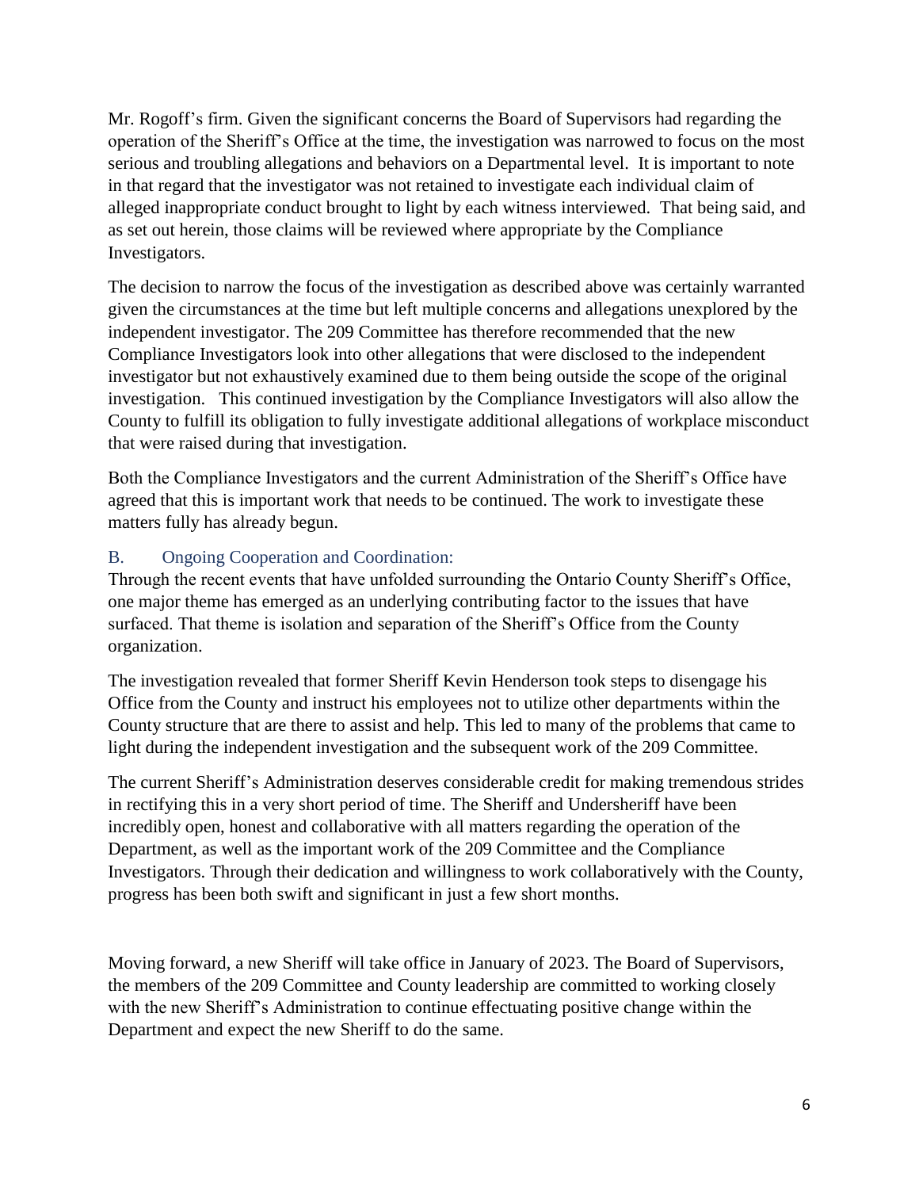Mr. Rogoff's firm. Given the significant concerns the Board of Supervisors had regarding the operation of the Sheriff's Office at the time, the investigation was narrowed to focus on the most serious and troubling allegations and behaviors on a Departmental level. It is important to note in that regard that the investigator was not retained to investigate each individual claim of alleged inappropriate conduct brought to light by each witness interviewed. That being said, and as set out herein, those claims will be reviewed where appropriate by the Compliance Investigators.

The decision to narrow the focus of the investigation as described above was certainly warranted given the circumstances at the time but left multiple concerns and allegations unexplored by the independent investigator. The 209 Committee has therefore recommended that the new Compliance Investigators look into other allegations that were disclosed to the independent investigator but not exhaustively examined due to them being outside the scope of the original investigation. This continued investigation by the Compliance Investigators will also allow the County to fulfill its obligation to fully investigate additional allegations of workplace misconduct that were raised during that investigation.

Both the Compliance Investigators and the current Administration of the Sheriff's Office have agreed that this is important work that needs to be continued. The work to investigate these matters fully has already begun.

### B. Ongoing Cooperation and Coordination:

Through the recent events that have unfolded surrounding the Ontario County Sheriff's Office, one major theme has emerged as an underlying contributing factor to the issues that have surfaced. That theme is isolation and separation of the Sheriff's Office from the County organization.

The investigation revealed that former Sheriff Kevin Henderson took steps to disengage his Office from the County and instruct his employees not to utilize other departments within the County structure that are there to assist and help. This led to many of the problems that came to light during the independent investigation and the subsequent work of the 209 Committee.

The current Sheriff's Administration deserves considerable credit for making tremendous strides in rectifying this in a very short period of time. The Sheriff and Undersheriff have been incredibly open, honest and collaborative with all matters regarding the operation of the Department, as well as the important work of the 209 Committee and the Compliance Investigators. Through their dedication and willingness to work collaboratively with the County, progress has been both swift and significant in just a few short months.

Moving forward, a new Sheriff will take office in January of 2023. The Board of Supervisors, the members of the 209 Committee and County leadership are committed to working closely with the new Sheriff's Administration to continue effectuating positive change within the Department and expect the new Sheriff to do the same.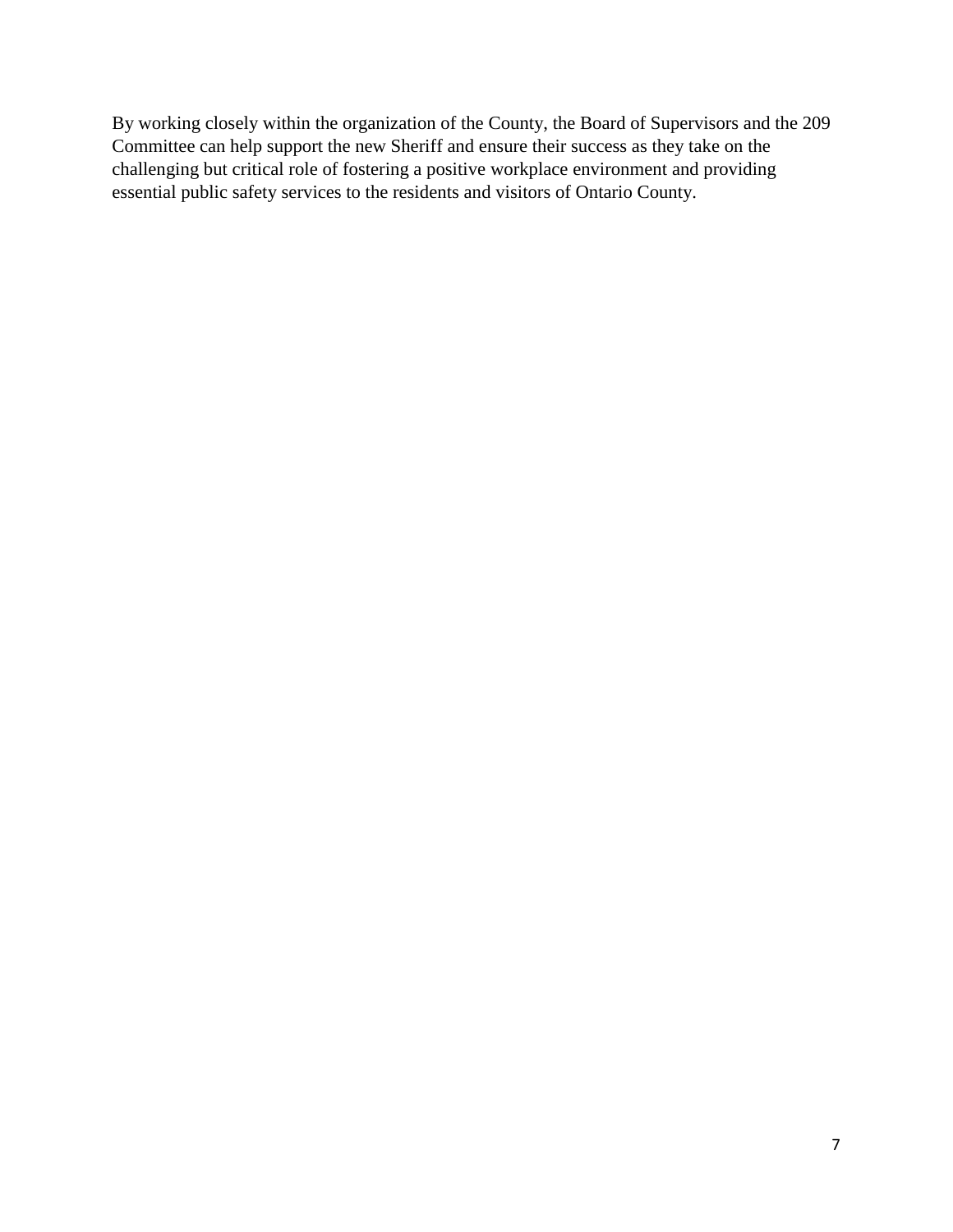By working closely within the organization of the County, the Board of Supervisors and the 209 Committee can help support the new Sheriff and ensure their success as they take on the challenging but critical role of fostering a positive workplace environment and providing essential public safety services to the residents and visitors of Ontario County.